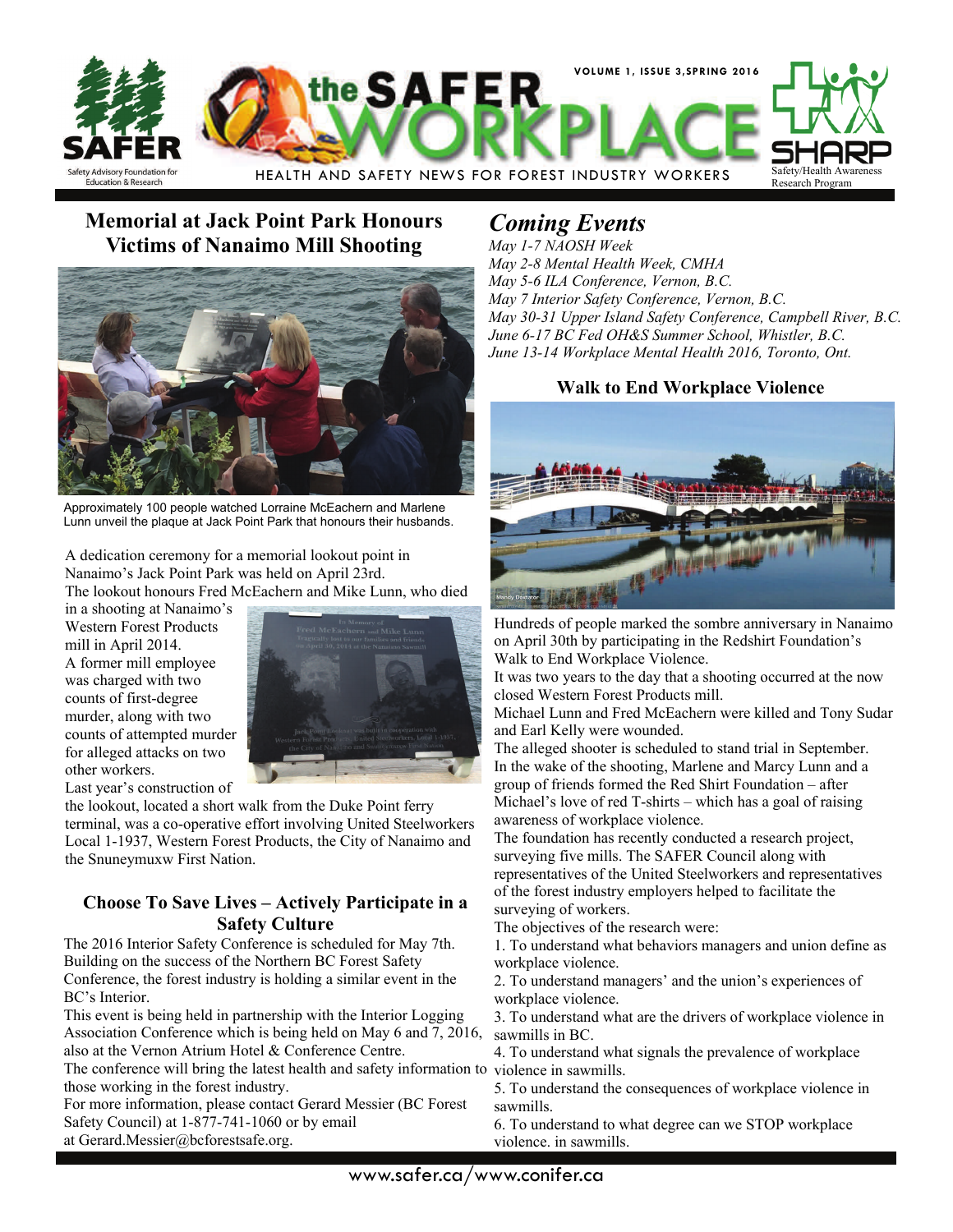# the SAFER WORKPLACE

HEALTH AND SAFETY NEWS FOR FOREST INDUSTRY WORKERS

VOLUME 1, ISSUE 3, SPRING 2016

## Memorial at Jack Point Park Honours Victims of Nanaimo Mill Shooting

Approximately 100 people watched Lorraine McEachern and Marlene Lunn unveil the plaque at Jack Point Park that honours their husbands.

A dedication ceremony for a memorial lookout point in Nanaimo's Jack Point Park was held on April 23rd.

The lookout honours Fred McEachern and Mike Lunn, who died in a shooting at Nanaimo's Western Forest Products mill in April 2014.

A former mill employee was charged with two counts of first-degree murder, along with two counts of attempted murder for alleged attacks on two other workers.

Last year's construction of the lookout, located a short walk from the Duke Point ferry terminal, was a co-operative effort involving United Steelworkers Local 1-1937, Western Forest Products, the City of Nanaimo and the Snuneymuxw First Nation.

## Choose To Save Lives – Actively Participate in a Safety Culture

The 2016 Interior Safety Conference is scheduled for May 7th. Building on the success of the Northern BC Forest Safety Conference, the forest industry is holding a similar event in the BC's Interior.

This event is being held in partnership with the Interior Logging Association Conference which is being held on May 6 and 7, 2016, also at the Vernon Atrium Hotel & Conference Centre.

The conference will bring the latest health and safety information to those working in the forest industry.

For more information, please contact Gerard Messier (BC Forest Safety Council) at 1-877-741-1060 or by email at Gerard.Messier@bcforestsafe.org.

## *Coming Events*

*May 1-7 NAOSH Week*
*May 2-8 Mental Health Week, CMHA*
*May 5-6 ILA Conference, Vernon, B.C.*
*May 7 Interior Safety Conference, Vernon, B.C.*
*May 30-31 Upper Island Safety Conference, Campbell River, B.C.*
*June 6-17 BC Fed OH&S Summer School, Whistler, B.C.*
*June 13-14 Workplace Mental Health 2016, Toronto, Ont.*

## Walk to End Workplace Violence

Hundreds of people marked the sombre anniversary in Nanaimo on April 30th by participating in the Redshirt Foundation's Walk to End Workplace Violence.

It was two years to the day that a shooting occurred at the now closed Western Forest Products mill.

Michael Lunn and Fred McEachern were killed and Tony Sudar and Earl Kelly were wounded.

The alleged shooter is scheduled to stand trial in September.

In the wake of the shooting, Marlene and Marcy Lunn and a group of friends formed the Red Shirt Foundation – after Michael's love of red T-shirts – which has a goal of raising awareness of workplace violence.

The foundation has recently conducted a research project, surveying five mills. The SAFER Council along with representatives of the United Steelworkers and representatives of the forest industry employers helped to facilitate the surveying of workers.

The objectives of the research were:

1. To understand what behaviors managers and union define as workplace violence.
2. To understand managers' and the union's experiences of workplace violence.
3. To understand what are the drivers of workplace violence in sawmills in BC.
4. To understand what signals the prevalence of workplace violence in sawmills.
5. To understand the consequences of workplace violence in sawmills.
6. To understand to what degree can we STOP workplace violence. in sawmills.

www.safer.ca/www.conifer.ca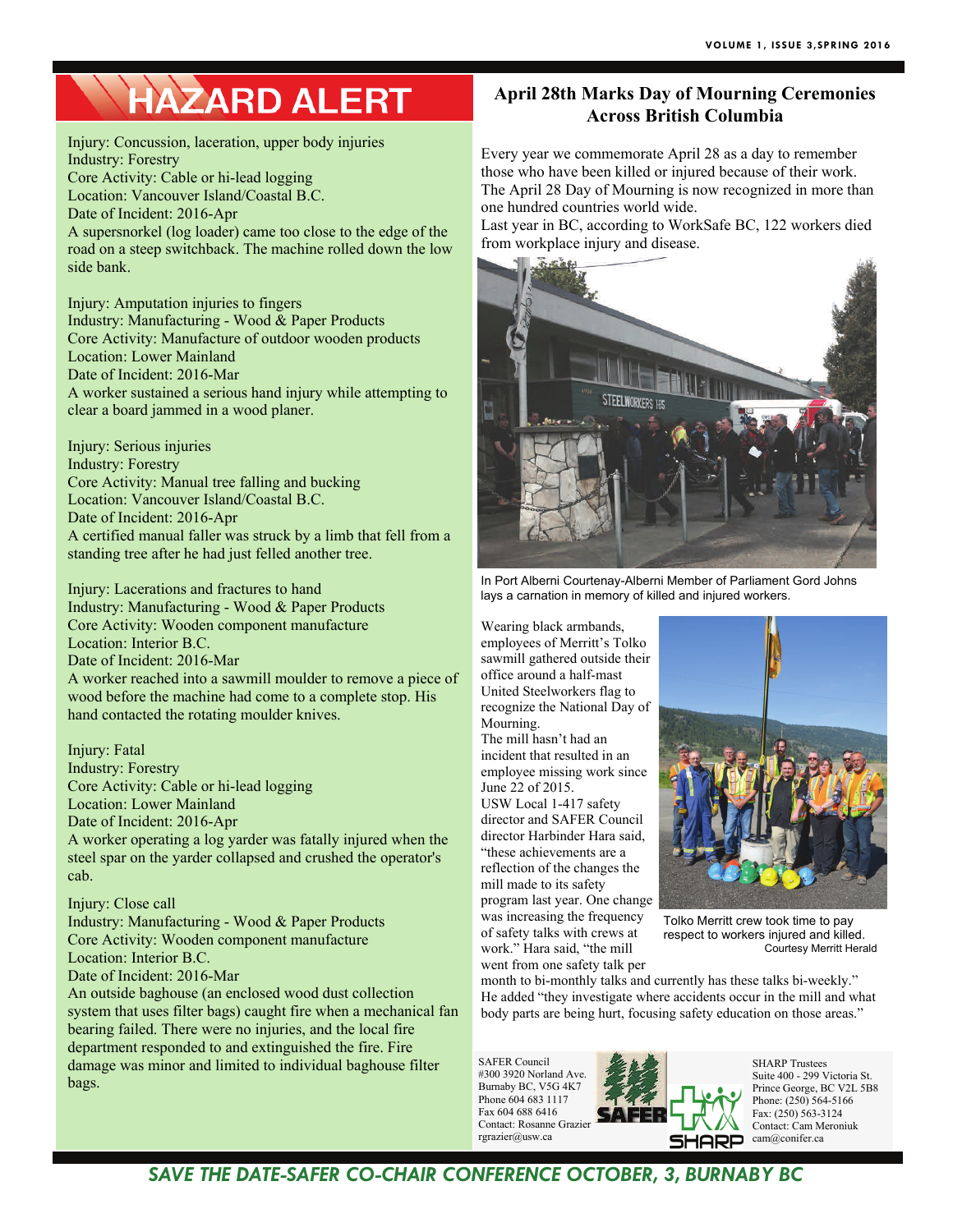# HAZARD ALERT

Injury: Concussion, laceration, upper body injuries
Industry: Forestry
Core Activity: Cable or hi-lead logging
Location: Vancouver Island/Coastal B.C.
Date of Incident: 2016-Apr
A supersnorkel (log loader) came too close to the edge of the road on a steep switchback. The machine rolled down the low side bank.

Injury: Amputation injuries to fingers
Industry: Manufacturing - Wood & Paper Products
Core Activity: Manufacture of outdoor wooden products
Location: Lower Mainland
Date of Incident: 2016-Mar
A worker sustained a serious hand injury while attempting to clear a board jammed in a wood planer.

Injury: Serious injuries
Industry: Forestry
Core Activity: Manual tree falling and bucking
Location: Vancouver Island/Coastal B.C.
Date of Incident: 2016-Apr
A certified manual faller was struck by a limb that fell from a standing tree after he had just felled another tree.

Injury: Lacerations and fractures to hand
Industry: Manufacturing - Wood & Paper Products
Core Activity: Wooden component manufacture
Location: Interior B.C.
Date of Incident: 2016-Mar
A worker reached into a sawmill moulder to remove a piece of wood before the machine had come to a complete stop. His hand contacted the rotating moulder knives.

Injury: Fatal
Industry: Forestry
Core Activity: Cable or hi-lead logging
Location: Lower Mainland
Date of Incident: 2016-Apr
A worker operating a log yarder was fatally injured when the steel spar on the yarder collapsed and crushed the operator's cab.

Injury: Close call
Industry: Manufacturing - Wood & Paper Products
Core Activity: Wooden component manufacture
Location: Interior B.C.
Date of Incident: 2016-Mar
An outside baghouse (an enclosed wood dust collection system that uses filter bags) caught fire when a mechanical fan bearing failed. There were no injuries, and the local fire department responded to and extinguished the fire. Fire damage was minor and limited to individual baghouse filter bags.

## April 28th Marks Day of Mourning Ceremonies Across British Columbia

Every year we commemorate April 28 as a day to remember those who have been killed or injured because of their work. The April 28 Day of Mourning is now recognized in more than one hundred countries world wide.
Last year in BC, according to WorkSafe BC, 122 workers died from workplace injury and disease.

In Port Alberni Courtenay-Alberni Member of Parliament Gord Johns lays a carnation in memory of killed and injured workers.

Wearing black armbands, employees of Merritt's Tolko sawmill gathered outside their office around a half-mast United Steelworkers flag to recognize the National Day of Mourning.
The mill hasn't had an incident that resulted in an employee missing work since June 22 of 2015.
USW Local 1-417 safety director and SAFER Council director Harbinder Hara said, "these achievements are a reflection of the changes the mill made to its safety program last year. One change was increasing the frequency of safety talks with crews at work." Hara said, "the mill went from one safety talk per month to bi-monthly talks and currently has these talks bi-weekly." He added "they investigate where accidents occur in the mill and what body parts are being hurt, focusing safety education on those areas."

Tolko Merritt crew took time to pay respect to workers injured and killed.
Courtesy Merritt Herald

SAFER Council
#300 3920 Norland Ave.
Burnaby BC, V5G 4K7
Phone 604 683 1117
Fax 604 688 6416
Contact: Rosanne Grazier
rgrazier@usw.ca

SHARP Trustees
Suite 400 - 299 Victoria St.
Prince George, BC V2L 5B8
Phone: (250) 564-5166
Fax: (250) 563-3124
Contact: Cam Meroniuk
cam@conifer.ca

*SAVE THE DATE-SAFER CO-CHAIR CONFERENCE OCTOBER, 3, BURNABY BC*